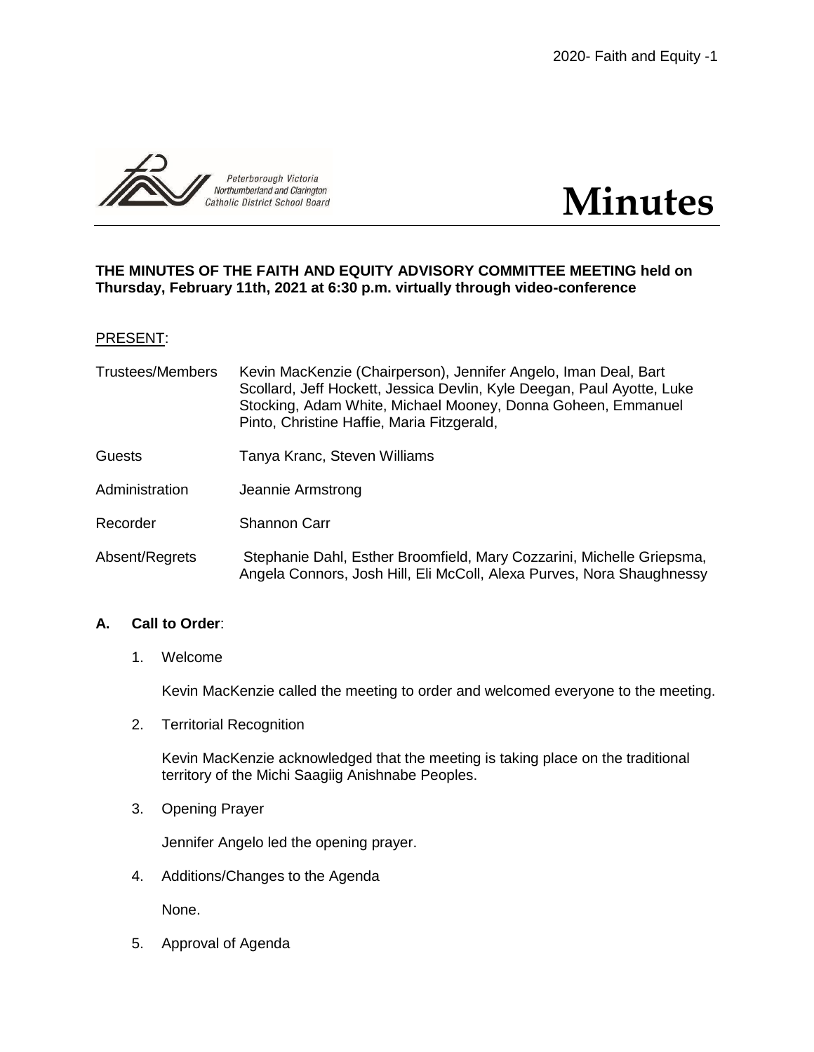# Minutes

**THE MINUTES OF THE FAITH AND EQUITY ADVISORY COMMITTEE MEETING held on Thursday, February 11th, 2021 at 6:30 p.m. virtually through video-conference**

PRESENT:

| | |
|---|---|
| Trustees/Members | Kevin MacKenzie (Chairperson), Jennifer Angelo, Iman Deal, Bart Scollard, Jeff Hockett, Jessica Devlin, Kyle Deegan, Paul Ayotte, Luke Stocking, Adam White, Michael Mooney, Donna Goheen, Emmanuel Pinto, Christine Haffie, Maria Fitzgerald, |
| Guests | Tanya Kranc, Steven Williams |
| Administration | Jeannie Armstrong |
| Recorder | Shannon Carr |
| Absent/Regrets | Stephanie Dahl, Esther Broomfield, Mary Cozzarini, Michelle Griepsma, Angela Connors, Josh Hill, Eli McColl, Alexa Purves, Nora Shaughnessy |

**A. Call to Order**:

1. Welcome

   Kevin MacKenzie called the meeting to order and welcomed everyone to the meeting.

2. Territorial Recognition

   Kevin MacKenzie acknowledged that the meeting is taking place on the traditional territory of the Michi Saagiig Anishnabe Peoples.

3. Opening Prayer

   Jennifer Angelo led the opening prayer.

4. Additions/Changes to the Agenda

   None.

5. Approval of Agenda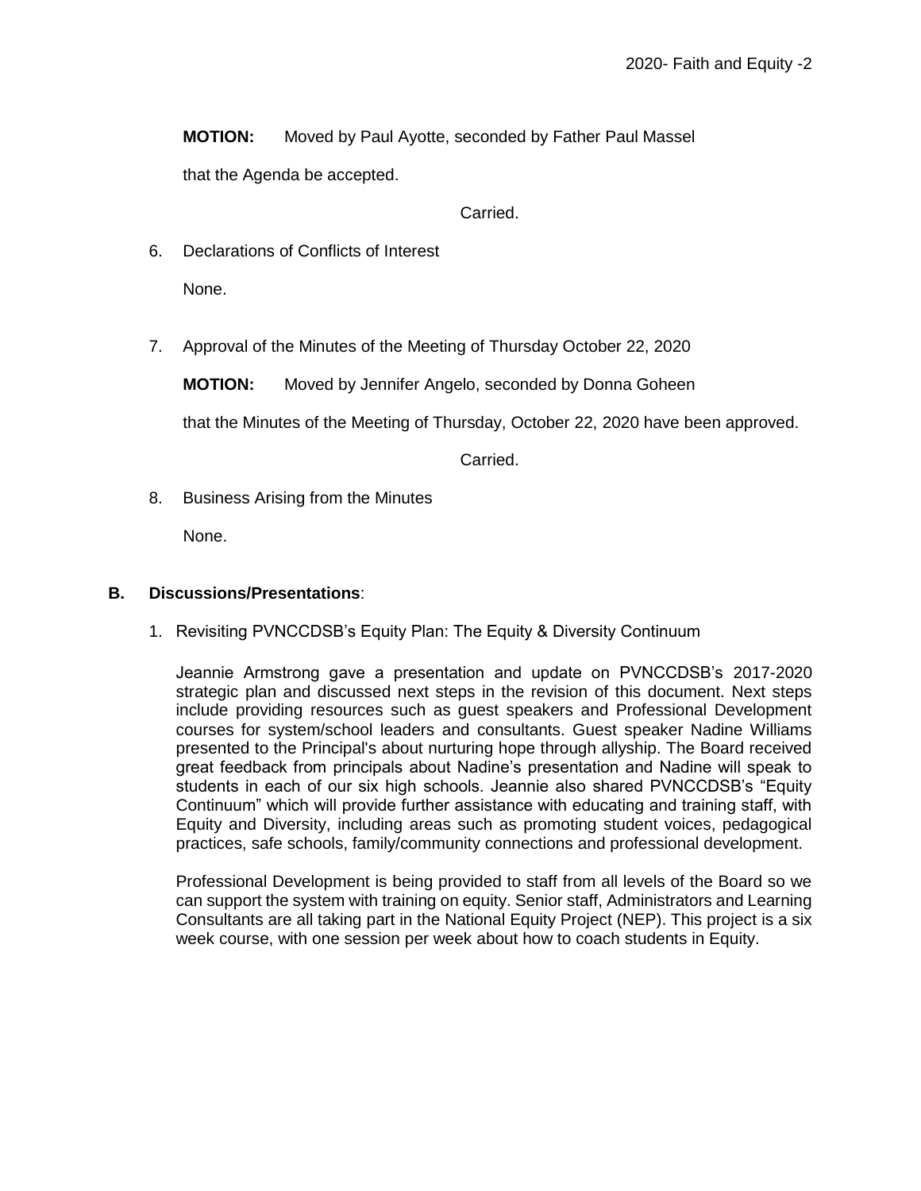**MOTION:** Moved by Paul Ayotte, seconded by Father Paul Massel

that the Agenda be accepted.

Carried.

6. Declarations of Conflicts of Interest

   None.

7. Approval of the Minutes of the Meeting of Thursday October 22, 2020

   **MOTION:** Moved by Jennifer Angelo, seconded by Donna Goheen

   that the Minutes of the Meeting of Thursday, October 22, 2020 have been approved.

   Carried.

8. Business Arising from the Minutes

   None.

## B. Discussions/Presentations:

1. Revisiting PVNCCDSB's Equity Plan: The Equity & Diversity Continuum

   Jeannie Armstrong gave a presentation and update on PVNCCDSB's 2017-2020 strategic plan and discussed next steps in the revision of this document. Next steps include providing resources such as guest speakers and Professional Development courses for system/school leaders and consultants. Guest speaker Nadine Williams presented to the Principal's about nurturing hope through allyship. The Board received great feedback from principals about Nadine's presentation and Nadine will speak to students in each of our six high schools. Jeannie also shared PVNCCDSB's "Equity Continuum" which will provide further assistance with educating and training staff, with Equity and Diversity, including areas such as promoting student voices, pedagogical practices, safe schools, family/community connections and professional development.

   Professional Development is being provided to staff from all levels of the Board so we can support the system with training on equity. Senior staff, Administrators and Learning Consultants are all taking part in the National Equity Project (NEP). This project is a six week course, with one session per week about how to coach students in Equity.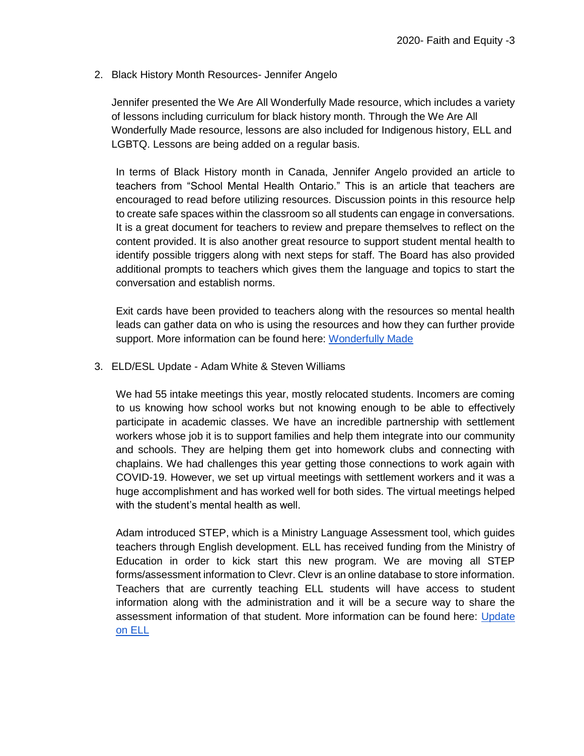2. Black History Month Resources- Jennifer Angelo

   Jennifer presented the We Are All Wonderfully Made resource, which includes a variety of lessons including curriculum for black history month. Through the We Are All Wonderfully Made resource, lessons are also included for Indigenous history, ELL and LGBTQ. Lessons are being added on a regular basis.

   In terms of Black History month in Canada, Jennifer Angelo provided an article to teachers from "School Mental Health Ontario." This is an article that teachers are encouraged to read before utilizing resources. Discussion points in this resource help to create safe spaces within the classroom so all students can engage in conversations. It is a great document for teachers to review and prepare themselves to reflect on the content provided. It is also another great resource to support student mental health to identify possible triggers along with next steps for staff. The Board has also provided additional prompts to teachers which gives them the language and topics to start the conversation and establish norms.

   Exit cards have been provided to teachers along with the resources so mental health leads can gather data on who is using the resources and how they can further provide support. More information can be found here: Wonderfully Made

3. ELD/ESL Update - Adam White & Steven Williams

   We had 55 intake meetings this year, mostly relocated students. Incomers are coming to us knowing how school works but not knowing enough to be able to effectively participate in academic classes. We have an incredible partnership with settlement workers whose job it is to support families and help them integrate into our community and schools. They are helping them get into homework clubs and connecting with chaplains. We had challenges this year getting those connections to work again with COVID-19. However, we set up virtual meetings with settlement workers and it was a huge accomplishment and has worked well for both sides. The virtual meetings helped with the student's mental health as well.

   Adam introduced STEP, which is a Ministry Language Assessment tool, which guides teachers through English development. ELL has received funding from the Ministry of Education in order to kick start this new program. We are moving all STEP forms/assessment information to Clevr. Clevr is an online database to store information. Teachers that are currently teaching ELL students will have access to student information along with the administration and it will be a secure way to share the assessment information of that student. More information can be found here: Update on ELL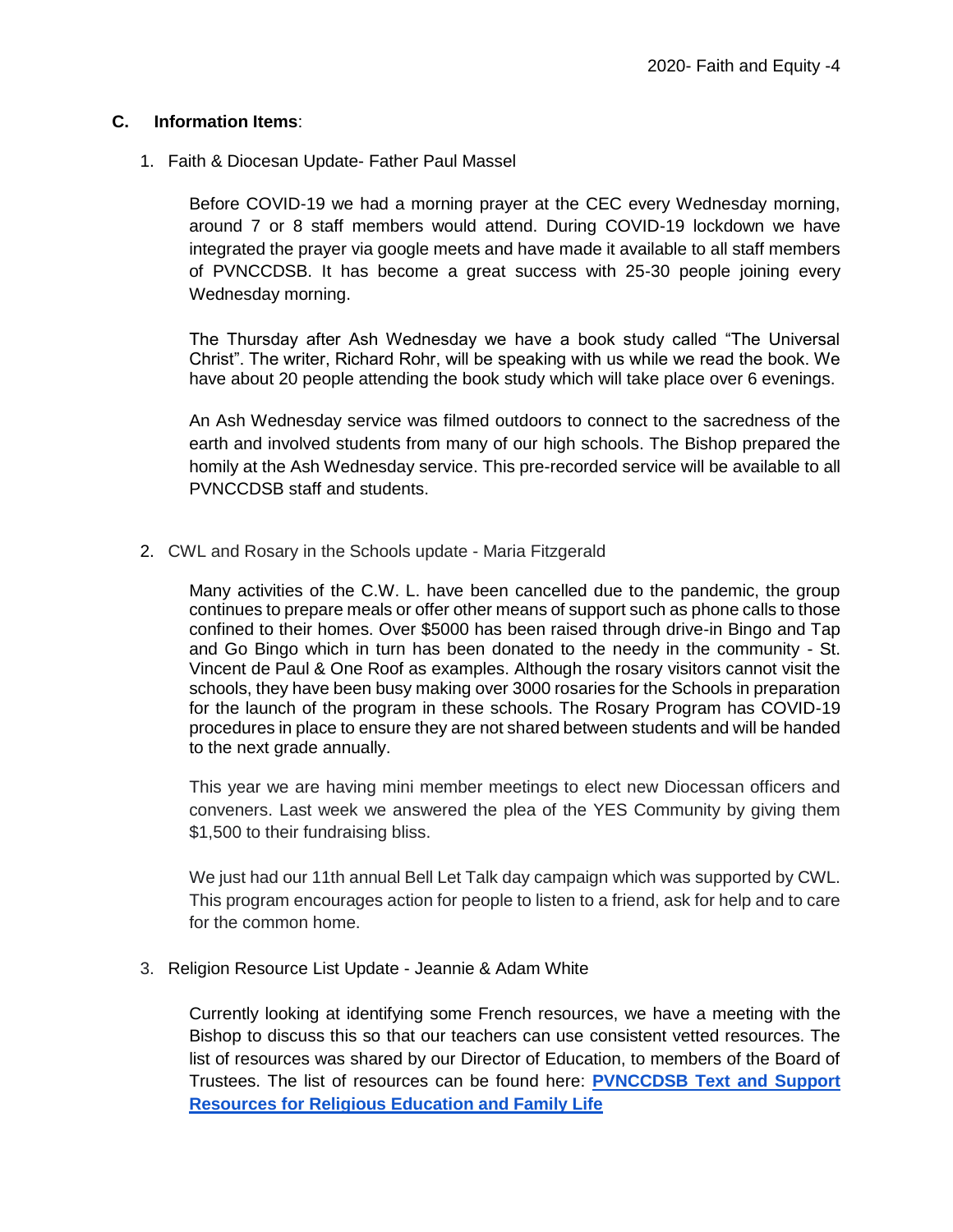**C. Information Items**:

1. Faith & Diocesan Update- Father Paul Massel

   Before COVID-19 we had a morning prayer at the CEC every Wednesday morning, around 7 or 8 staff members would attend. During COVID-19 lockdown we have integrated the prayer via google meets and have made it available to all staff members of PVNCCDSB. It has become a great success with 25-30 people joining every Wednesday morning.

   The Thursday after Ash Wednesday we have a book study called "The Universal Christ". The writer, Richard Rohr, will be speaking with us while we read the book. We have about 20 people attending the book study which will take place over 6 evenings.

   An Ash Wednesday service was filmed outdoors to connect to the sacredness of the earth and involved students from many of our high schools. The Bishop prepared the homily at the Ash Wednesday service. This pre-recorded service will be available to all PVNCCDSB staff and students.

2. CWL and Rosary in the Schools update - Maria Fitzgerald

   Many activities of the C.W. L. have been cancelled due to the pandemic, the group continues to prepare meals or offer other means of support such as phone calls to those confined to their homes. Over $5000 has been raised through drive-in Bingo and Tap and Go Bingo which in turn has been donated to the needy in the community - St. Vincent de Paul & One Roof as examples. Although the rosary visitors cannot visit the schools, they have been busy making over 3000 rosaries for the Schools in preparation for the launch of the program in these schools. The Rosary Program has COVID-19 procedures in place to ensure they are not shared between students and will be handed to the next grade annually.

   This year we are having mini member meetings to elect new Diocessan officers and conveners. Last week we answered the plea of the YES Community by giving them $1,500 to their fundraising bliss.

   We just had our 11th annual Bell Let Talk day campaign which was supported by CWL. This program encourages action for people to listen to a friend, ask for help and to care for the common home.

3. Religion Resource List Update - Jeannie & Adam White

   Currently looking at identifying some French resources, we have a meeting with the Bishop to discuss this so that our teachers can use consistent vetted resources. The list of resources was shared by our Director of Education, to members of the Board of Trustees. The list of resources can be found here: **PVNCCDSB Text and Support Resources for Religious Education and Family Life**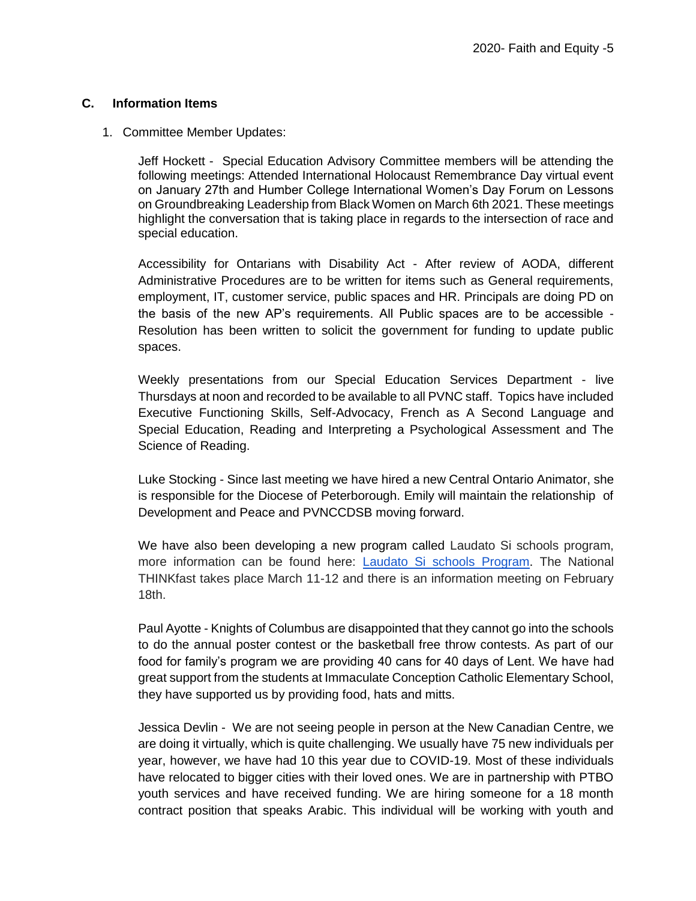## C. Information Items

1. Committee Member Updates:

   Jeff Hockett - Special Education Advisory Committee members will be attending the following meetings: Attended International Holocaust Remembrance Day virtual event on January 27th and Humber College International Women's Day Forum on Lessons on Groundbreaking Leadership from Black Women on March 6th 2021. These meetings highlight the conversation that is taking place in regards to the intersection of race and special education.

   Accessibility for Ontarians with Disability Act - After review of AODA, different Administrative Procedures are to be written for items such as General requirements, employment, IT, customer service, public spaces and HR. Principals are doing PD on the basis of the new AP's requirements. All Public spaces are to be accessible - Resolution has been written to solicit the government for funding to update public spaces.

   Weekly presentations from our Special Education Services Department - live Thursdays at noon and recorded to be available to all PVNC staff. Topics have included Executive Functioning Skills, Self-Advocacy, French as A Second Language and Special Education, Reading and Interpreting a Psychological Assessment and The Science of Reading.

   Luke Stocking - Since last meeting we have hired a new Central Ontario Animator, she is responsible for the Diocese of Peterborough. Emily will maintain the relationship of Development and Peace and PVNCCDSB moving forward.

   We have also been developing a new program called Laudato Si schools program, more information can be found here: [Laudato Si schools Program](). The National THINKfast takes place March 11-12 and there is an information meeting on February 18th.

   Paul Ayotte - Knights of Columbus are disappointed that they cannot go into the schools to do the annual poster contest or the basketball free throw contests. As part of our food for family's program we are providing 40 cans for 40 days of Lent. We have had great support from the students at Immaculate Conception Catholic Elementary School, they have supported us by providing food, hats and mitts.

   Jessica Devlin - We are not seeing people in person at the New Canadian Centre, we are doing it virtually, which is quite challenging. We usually have 75 new individuals per year, however, we have had 10 this year due to COVID-19. Most of these individuals have relocated to bigger cities with their loved ones. We are in partnership with PTBO youth services and have received funding. We are hiring someone for a 18 month contract position that speaks Arabic. This individual will be working with youth and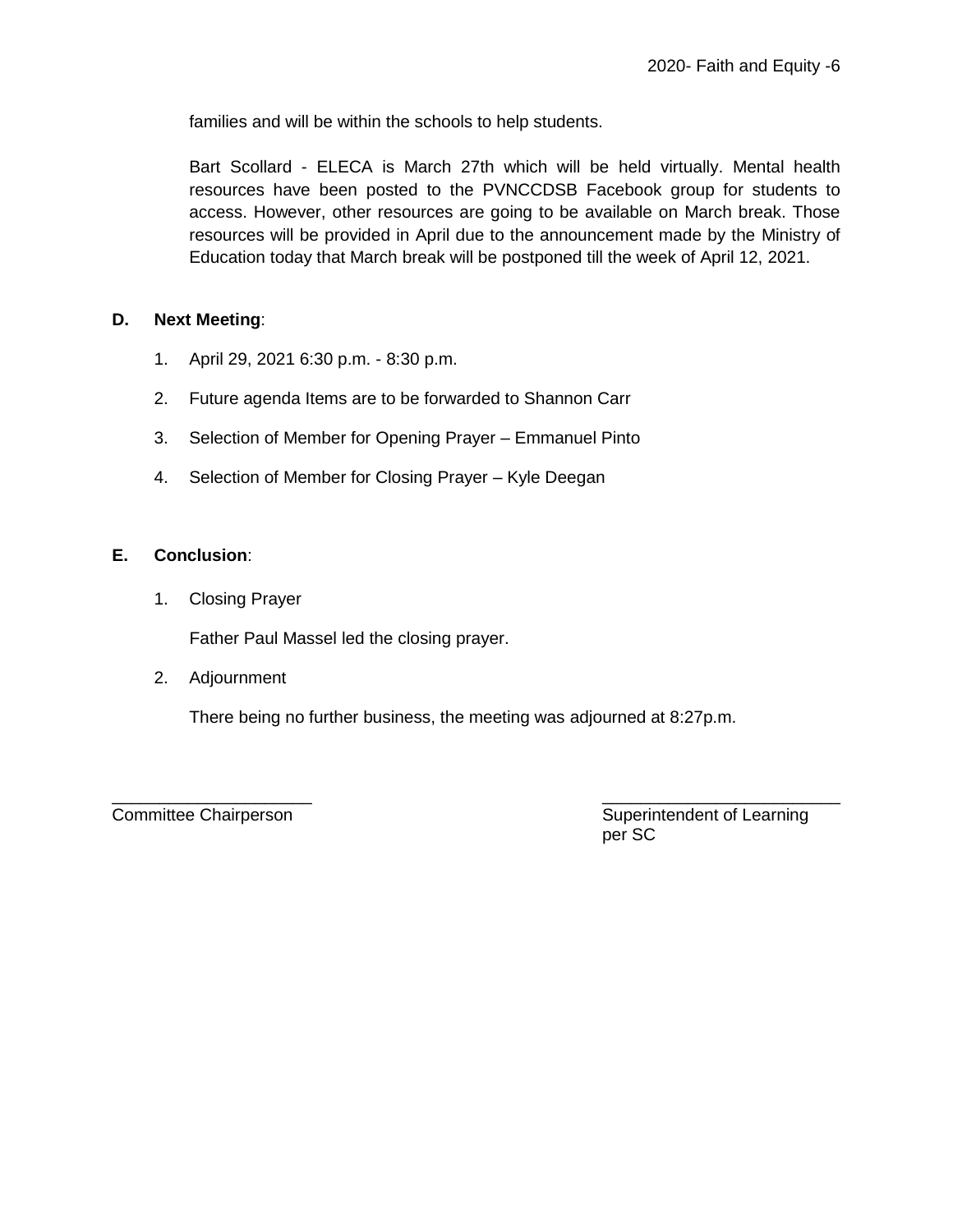families and will be within the schools to help students.

Bart Scollard - ELECA is March 27th which will be held virtually. Mental health resources have been posted to the PVNCCDSB Facebook group for students to access. However, other resources are going to be available on March break. Those resources will be provided in April due to the announcement made by the Ministry of Education today that March break will be postponed till the week of April 12, 2021.

**D. Next Meeting**:

1. April 29, 2021 6:30 p.m. - 8:30 p.m.
2. Future agenda Items are to be forwarded to Shannon Carr
3. Selection of Member for Opening Prayer – Emmanuel Pinto
4. Selection of Member for Closing Prayer – Kyle Deegan

**E. Conclusion**:

1. Closing Prayer

   Father Paul Massel led the closing prayer.

2. Adjournment

   There being no further business, the meeting was adjourned at 8:27p.m.

\_\_\_\_\_\_\_\_\_\_\_\_\_\_\_\_\_\_\_\_\_\_
Committee Chairperson

\_\_\_\_\_\_\_\_\_\_\_\_\_\_\_\_\_\_\_\_\_\_\_\_\_\_
Superintendent of Learning
per SC